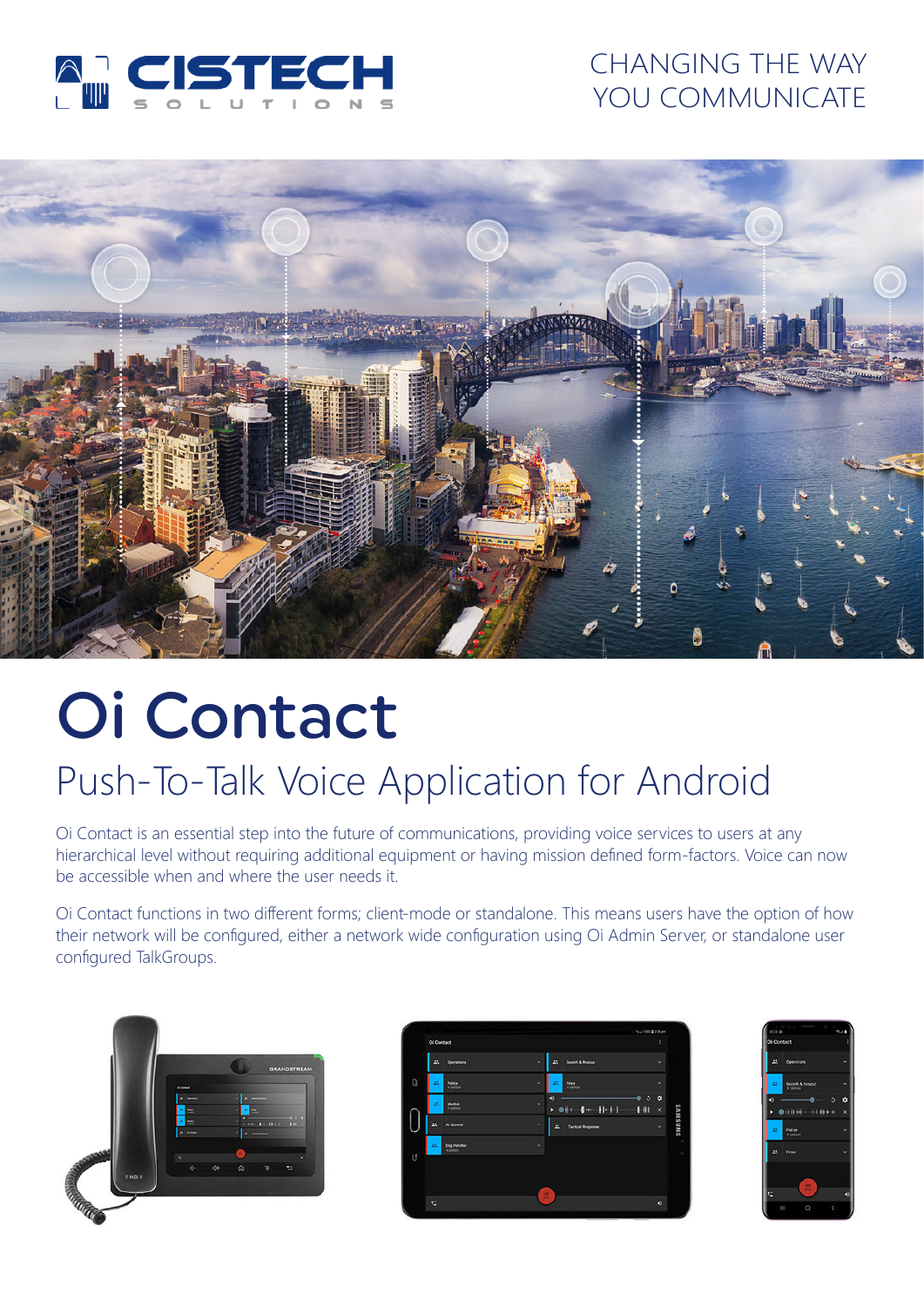CISTECH SOLUTIONS

CHANGING THE WAY YOU COMMUNICATE

# Oi Contact

## Push-To-Talk Voice Application for Android

Oi Contact is an essential step into the future of communications, providing voice services to users at any hierarchical level without requiring additional equipment or having mission defined form-factors. Voice can now be accessible when and where the user needs it.

Oi Contact functions in two different forms; client-mode or standalone. This means users have the option of how their network will be configured, either a network wide configuration using Oi Admin Server, or standalone user configured TalkGroups.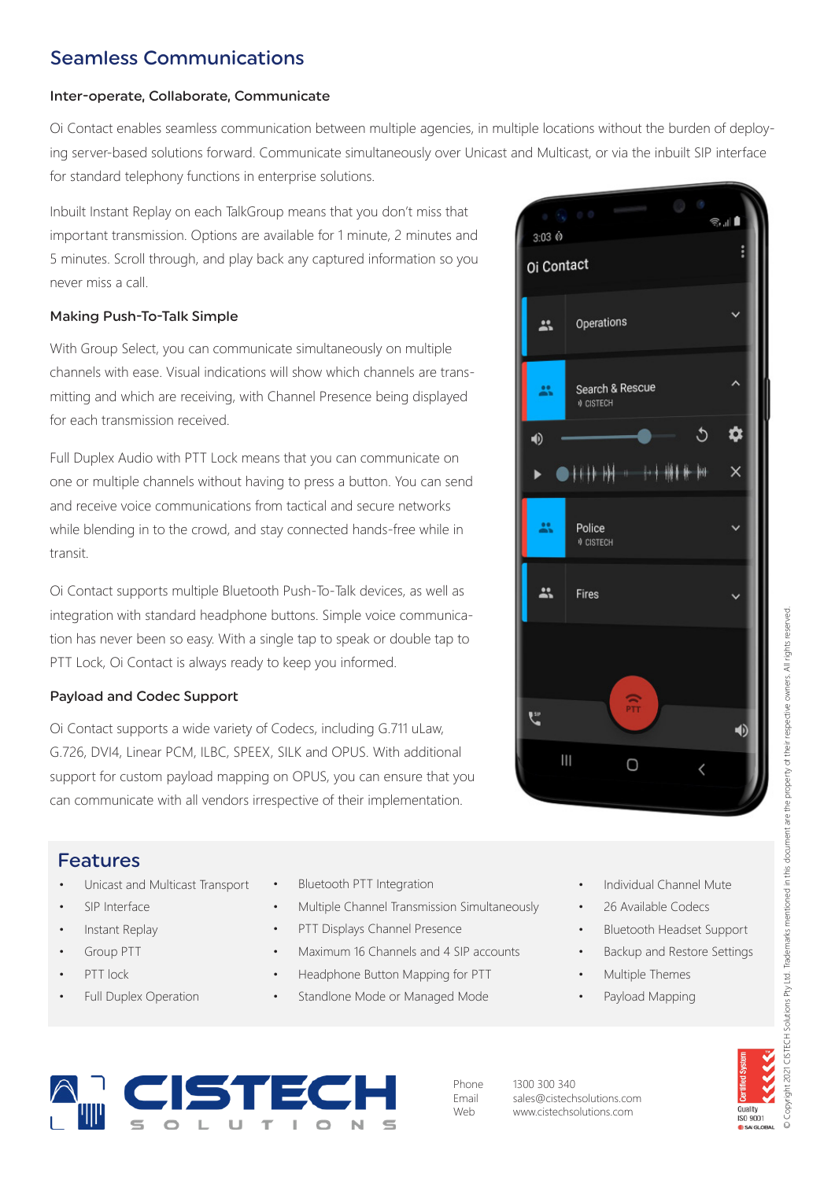## Seamless Communications

### Inter-operate, Collaborate, Communicate

Oi Contact enables seamless communication between multiple agencies, in multiple locations without the burden of deploying server-based solutions forward. Communicate simultaneously over Unicast and Multicast, or via the inbuilt SIP interface for standard telephony functions in enterprise solutions.

Inbuilt Instant Replay on each TalkGroup means that you don't miss that important transmission. Options are available for 1 minute, 2 minutes and 5 minutes. Scroll through, and play back any captured information so you never miss a call.

### Making Push-To-Talk Simple

With Group Select, you can communicate simultaneously on multiple channels with ease. Visual indications will show which channels are transmitting and which are receiving, with Channel Presence being displayed for each transmission received.

Full Duplex Audio with PTT Lock means that you can communicate on one or multiple channels without having to press a button. You can send and receive voice communications from tactical and secure networks while blending in to the crowd, and stay connected hands-free while in transit.

Oi Contact supports multiple Bluetooth Push-To-Talk devices, as well as integration with standard headphone buttons. Simple voice communication has never been so easy. With a single tap to speak or double tap to PTT Lock, Oi Contact is always ready to keep you informed.

### Payload and Codec Support

Oi Contact supports a wide variety of Codecs, including G.711 uLaw, G.726, DVI4, Linear PCM, ILBC, SPEEX, SILK and OPUS. With additional support for custom payload mapping on OPUS, you can ensure that you can communicate with all vendors irrespective of their implementation.

## Features

- Unicast and Multicast Transport
- SIP Interface
- Instant Replay
- Group PTT
- PTT lock
- Full Duplex Operation
- Bluetooth PTT Integration
- Multiple Channel Transmission Simultaneously
- PTT Displays Channel Presence
- Maximum 16 Channels and 4 SIP accounts
- Headphone Button Mapping for PTT
- Standlone Mode or Managed Mode
- Individual Channel Mute
- 26 Available Codecs
- Bluetooth Headset Support
- Backup and Restore Settings
- Multiple Themes
- Payload Mapping

CISTECH SOLUTIONS

Phone 1300 300 340
Email sales@cistechsolutions.com
Web www.cistechsolutions.com

Certified System Quality ISO 9001 SAI GLOBAL

© Copyright 2021 CISTECH Solutions Pty Ltd. Trademarks mentioned in this document are the property of their respective owners. All rights reserved.